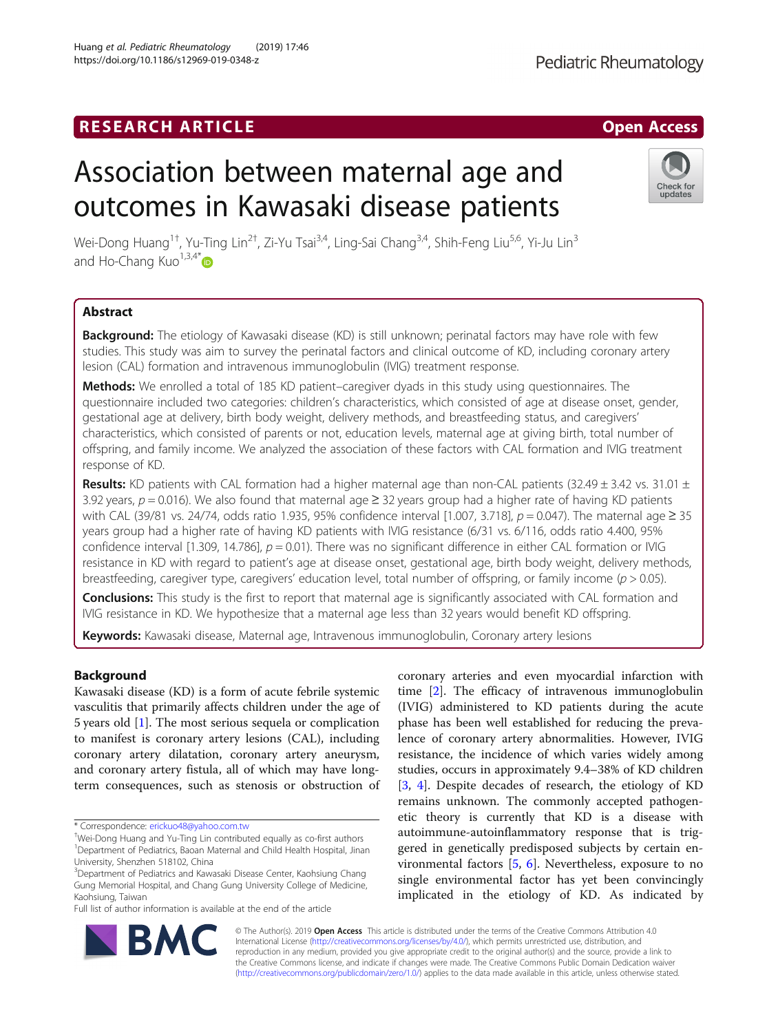RESEARCH ARTICLE

Open Access

# Association between maternal age and outcomes in Kawasaki disease patients

Wei-Dong Huang[1†], Yu-Ting Lin[2†], Zi-Yu Tsai[3,4], Ling-Sai Chang[3,4], Shih-Feng Liu[5,6], Yi-Ju Lin[3] and Ho-Chang Kuo[1,3,4*]

## Abstract

**Background:** The etiology of Kawasaki disease (KD) is still unknown; perinatal factors may have role with few studies. This study was aim to survey the perinatal factors and clinical outcome of KD, including coronary artery lesion (CAL) formation and intravenous immunoglobulin (IVIG) treatment response.

**Methods:** We enrolled a total of 185 KD patient–caregiver dyads in this study using questionnaires. The questionnaire included two categories: children's characteristics, which consisted of age at disease onset, gender, gestational age at delivery, birth body weight, delivery methods, and breastfeeding status, and caregivers' characteristics, which consisted of parents or not, education levels, maternal age at giving birth, total number of offspring, and family income. We analyzed the association of these factors with CAL formation and IVIG treatment response of KD.

**Results:** KD patients with CAL formation had a higher maternal age than non-CAL patients (32.49 ± 3.42 vs. 31.01 ± 3.92 years, $p = 0.016$). We also found that maternal age ≥ 32 years group had a higher rate of having KD patients with CAL (39/81 vs. 24/74, odds ratio 1.935, 95% confidence interval [1.007, 3.718], $p = 0.047$). The maternal age ≥ 35 years group had a higher rate of having KD patients with IVIG resistance (6/31 vs. 6/116, odds ratio 4.400, 95% confidence interval [1.309, 14.786], $p = 0.01$). There was no significant difference in either CAL formation or IVIG resistance in KD with regard to patient's age at disease onset, gestational age, birth body weight, delivery methods, breastfeeding, caregiver type, caregivers' education level, total number of offspring, or family income ($p > 0.05$).

**Conclusions:** This study is the first to report that maternal age is significantly associated with CAL formation and IVIG resistance in KD. We hypothesize that a maternal age less than 32 years would benefit KD offspring.

**Keywords:** Kawasaki disease, Maternal age, Intravenous immunoglobulin, Coronary artery lesions

## Background

Kawasaki disease (KD) is a form of acute febrile systemic vasculitis that primarily affects children under the age of 5 years old [1]. The most serious sequela or complication to manifest is coronary artery lesions (CAL), including coronary artery dilatation, coronary artery aneurysm, and coronary artery fistula, all of which may have long-term consequences, such as stenosis or obstruction of coronary arteries and even myocardial infarction with time [2]. The efficacy of intravenous immunoglobulin (IVIG) administered to KD patients during the acute phase has been well established for reducing the prevalence of coronary artery abnormalities. However, IVIG resistance, the incidence of which varies widely among studies, occurs in approximately 9.4–38% of KD children [3, 4]. Despite decades of research, the etiology of KD remains unknown. The commonly accepted pathogenetic theory is currently that KD is a disease with autoimmune-autoinflammatory response that is triggered in genetically predisposed subjects by certain environmental factors [5, 6]. Nevertheless, exposure to no single environmental factor has yet been convincingly implicated in the etiology of KD. As indicated by

\* Correspondence: erickuo48@yahoo.com.tw

†Wei-Dong Huang and Yu-Ting Lin contributed equally as co-first authors

[1]Department of Pediatrics, Baoan Maternal and Child Health Hospital, Jinan University, Shenzhen 518102, China

[3]Department of Pediatrics and Kawasaki Disease Center, Kaohsiung Chang Gung Memorial Hospital, and Chang Gung University College of Medicine, Kaohsiung, Taiwan

Full list of author information is available at the end of the article

© The Author(s). 2019 **Open Access** This article is distributed under the terms of the Creative Commons Attribution 4.0 International License (http://creativecommons.org/licenses/by/4.0/), which permits unrestricted use, distribution, and reproduction in any medium, provided you give appropriate credit to the original author(s) and the source, provide a link to the Creative Commons license, and indicate if changes were made. The Creative Commons Public Domain Dedication waiver (http://creativecommons.org/publicdomain/zero/1.0/) applies to the data made available in this article, unless otherwise stated.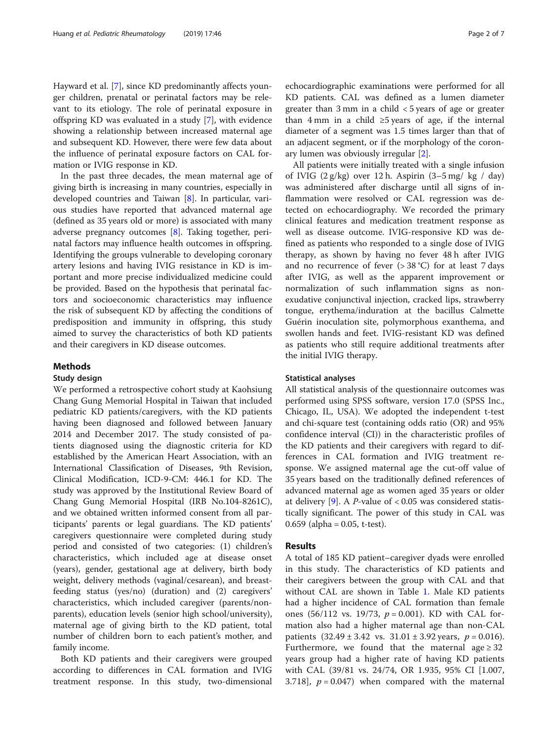Hayward et al. [7], since KD predominantly affects younger children, prenatal or perinatal factors may be relevant to its etiology. The role of perinatal exposure in offspring KD was evaluated in a study [7], with evidence showing a relationship between increased maternal age and subsequent KD. However, there were few data about the influence of perinatal exposure factors on CAL formation or IVIG response in KD.

In the past three decades, the mean maternal age of giving birth is increasing in many countries, especially in developed countries and Taiwan [8]. In particular, various studies have reported that advanced maternal age (defined as 35 years old or more) is associated with many adverse pregnancy outcomes [8]. Taking together, perinatal factors may influence health outcomes in offspring. Identifying the groups vulnerable to developing coronary artery lesions and having IVIG resistance in KD is important and more precise individualized medicine could be provided. Based on the hypothesis that perinatal factors and socioeconomic characteristics may influence the risk of subsequent KD by affecting the conditions of predisposition and immunity in offspring, this study aimed to survey the characteristics of both KD patients and their caregivers in KD disease outcomes.

## Methods

### Study design

We performed a retrospective cohort study at Kaohsiung Chang Gung Memorial Hospital in Taiwan that included pediatric KD patients/caregivers, with the KD patients having been diagnosed and followed between January 2014 and December 2017. The study consisted of patients diagnosed using the diagnostic criteria for KD established by the American Heart Association, with an International Classification of Diseases, 9th Revision, Clinical Modification, ICD-9-CM: 446.1 for KD. The study was approved by the Institutional Review Board of Chang Gung Memorial Hospital (IRB No.104-8261C), and we obtained written informed consent from all participants' parents or legal guardians. The KD patients' caregivers questionnaire were completed during study period and consisted of two categories: (1) children's characteristics, which included age at disease onset (years), gender, gestational age at delivery, birth body weight, delivery methods (vaginal/cesarean), and breastfeeding status (yes/no) (duration) and (2) caregivers' characteristics, which included caregiver (parents/non-parents), education levels (senior high school/university), maternal age of giving birth to the KD patient, total number of children born to each patient's mother, and family income.

Both KD patients and their caregivers were grouped according to differences in CAL formation and IVIG treatment response. In this study, two-dimensional echocardiographic examinations were performed for all KD patients. CAL was defined as a lumen diameter greater than 3 mm in a child < 5 years of age or greater than 4 mm in a child ≥5 years of age, if the internal diameter of a segment was 1.5 times larger than that of an adjacent segment, or if the morphology of the coronary lumen was obviously irregular [2].

All patients were initially treated with a single infusion of IVIG (2 g/kg) over 12 h. Aspirin (3–5 mg/ kg / day) was administered after discharge until all signs of inflammation were resolved or CAL regression was detected on echocardiography. We recorded the primary clinical features and medication treatment response as well as disease outcome. IVIG-responsive KD was defined as patients who responded to a single dose of IVIG therapy, as shown by having no fever 48 h after IVIG and no recurrence of fever (> 38 °C) for at least 7 days after IVIG, as well as the apparent improvement or normalization of such inflammation signs as non-exudative conjunctival injection, cracked lips, strawberry tongue, erythema/induration at the bacillus Calmette Guérin inoculation site, polymorphous exanthema, and swollen hands and feet. IVIG-resistant KD was defined as patients who still require additional treatments after the initial IVIG therapy.

### Statistical analyses

All statistical analysis of the questionnaire outcomes was performed using SPSS software, version 17.0 (SPSS Inc., Chicago, IL, USA). We adopted the independent t-test and chi-square test (containing odds ratio (OR) and 95% confidence interval (CI)) in the characteristic profiles of the KD patients and their caregivers with regard to differences in CAL formation and IVIG treatment response. We assigned maternal age the cut-off value of 35 years based on the traditionally defined references of advanced maternal age as women aged 35 years or older at delivery [9]. A *P*-value of < 0.05 was considered statistically significant. The power of this study in CAL was 0.659 (alpha = 0.05, t-test).

## Results

A total of 185 KD patient–caregiver dyads were enrolled in this study. The characteristics of KD patients and their caregivers between the group with CAL and that without CAL are shown in Table 1. Male KD patients had a higher incidence of CAL formation than female ones (56/112 vs. 19/73, $p = 0.001$). KD with CAL formation also had a higher maternal age than non-CAL patients ($32.49 \pm 3.42$ vs. $31.01 \pm 3.92$ years, $p = 0.016$). Furthermore, we found that the maternal age ≥ 32 years group had a higher rate of having KD patients with CAL (39/81 vs. 24/74, OR 1.935, 95% CI [1.007, 3.718], $p = 0.047$) when compared with the maternal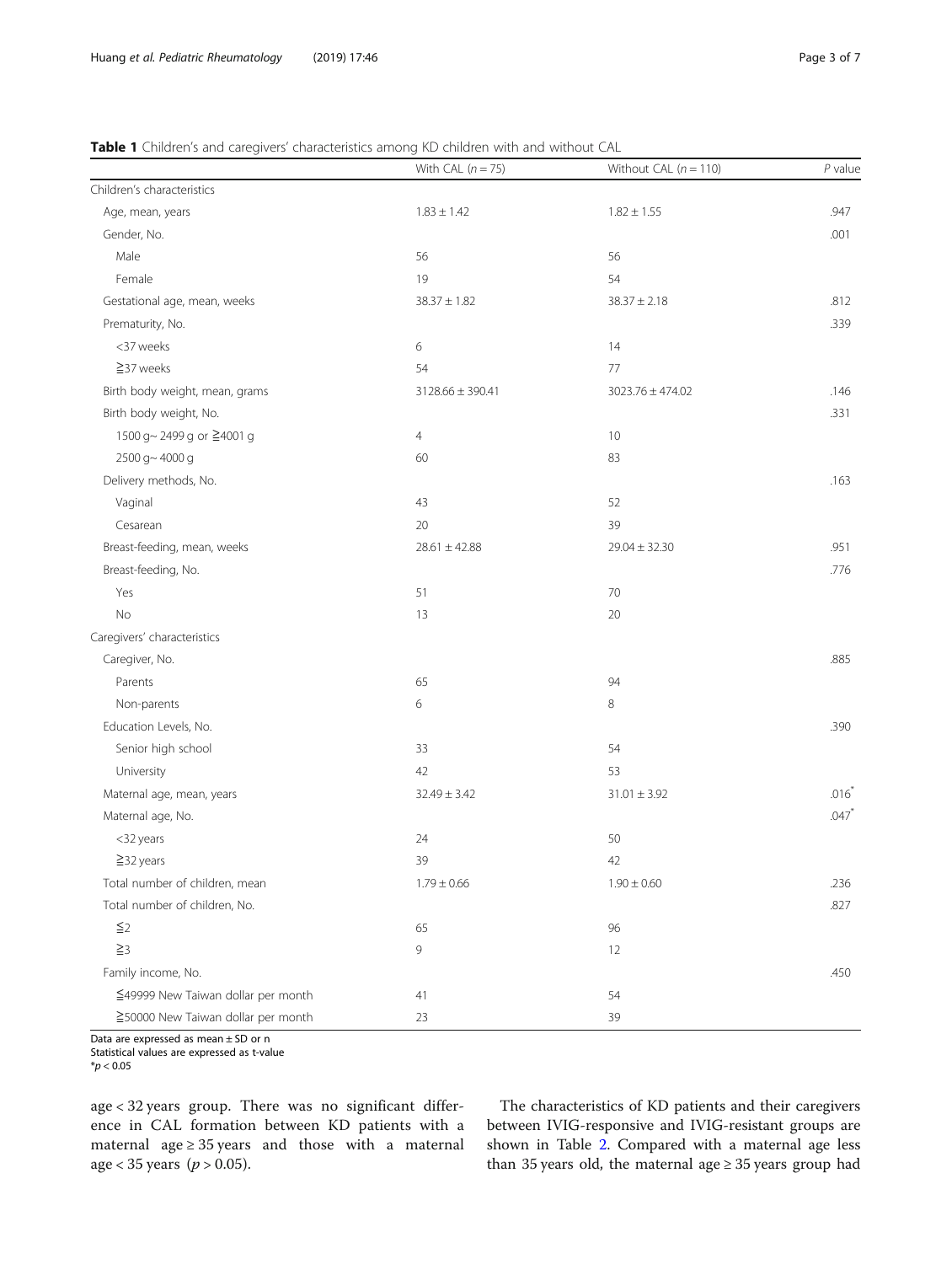**Table 1** Children's and caregivers' characteristics among KD children with and without CAL

| | With CAL ($n = 75$) | Without CAL ($n = 110$) | $P$ value |
|---|---|---|---|
| Children's characteristics | | | |
| Age, mean, years | 1.83 ± 1.42 | 1.82 ± 1.55 | .947 |
| Gender, No. | | | .001 |
| Male | 56 | 56 | |
| Female | 19 | 54 | |
| Gestational age, mean, weeks | 38.37 ± 1.82 | 38.37 ± 2.18 | .812 |
| Prematurity, No. | | | .339 |
| <37 weeks | 6 | 14 | |
| ≧37 weeks | 54 | 77 | |
| Birth body weight, mean, grams | 3128.66 ± 390.41 | 3023.76 ± 474.02 | .146 |
| Birth body weight, No. | | | .331 |
| 1500 g~ 2499 g or ≧4001 g | 4 | 10 | |
| 2500 g~ 4000 g | 60 | 83 | |
| Delivery methods, No. | | | .163 |
| Vaginal | 43 | 52 | |
| Cesarean | 20 | 39 | |
| Breast-feeding, mean, weeks | 28.61 ± 42.88 | 29.04 ± 32.30 | .951 |
| Breast-feeding, No. | | | .776 |
| Yes | 51 | 70 | |
| No | 13 | 20 | |
| Caregivers' characteristics | | | |
| Caregiver, No. | | | .885 |
| Parents | 65 | 94 | |
| Non-parents | 6 | 8 | |
| Education Levels, No. | | | .390 |
| Senior high school | 33 | 54 | |
| University | 42 | 53 | |
| Maternal age, mean, years | 32.49 ± 3.42 | 31.01 ± 3.92 | .016* |
| Maternal age, No. | | | .047* |
| <32 years | 24 | 50 | |
| ≧32 years | 39 | 42 | |
| Total number of children, mean | 1.79 ± 0.66 | 1.90 ± 0.60 | .236 |
| Total number of children, No. | | | .827 |
| ≦2 | 65 | 96 | |
| ≧3 | 9 | 12 | |
| Family income, No. | | | .450 |
| ≦49999 New Taiwan dollar per month | 41 | 54 | |
| ≧50000 New Taiwan dollar per month | 23 | 39 | |

Data are expressed as mean ± SD or n
Statistical values are expressed as t-value
*$p < 0.05$

age < 32 years group. There was no significant difference in CAL formation between KD patients with a maternal age ≥ 35 years and those with a maternal age < 35 years ($p > 0.05$).

The characteristics of KD patients and their caregivers between IVIG-responsive and IVIG-resistant groups are shown in Table 2. Compared with a maternal age less than 35 years old, the maternal age ≥ 35 years group had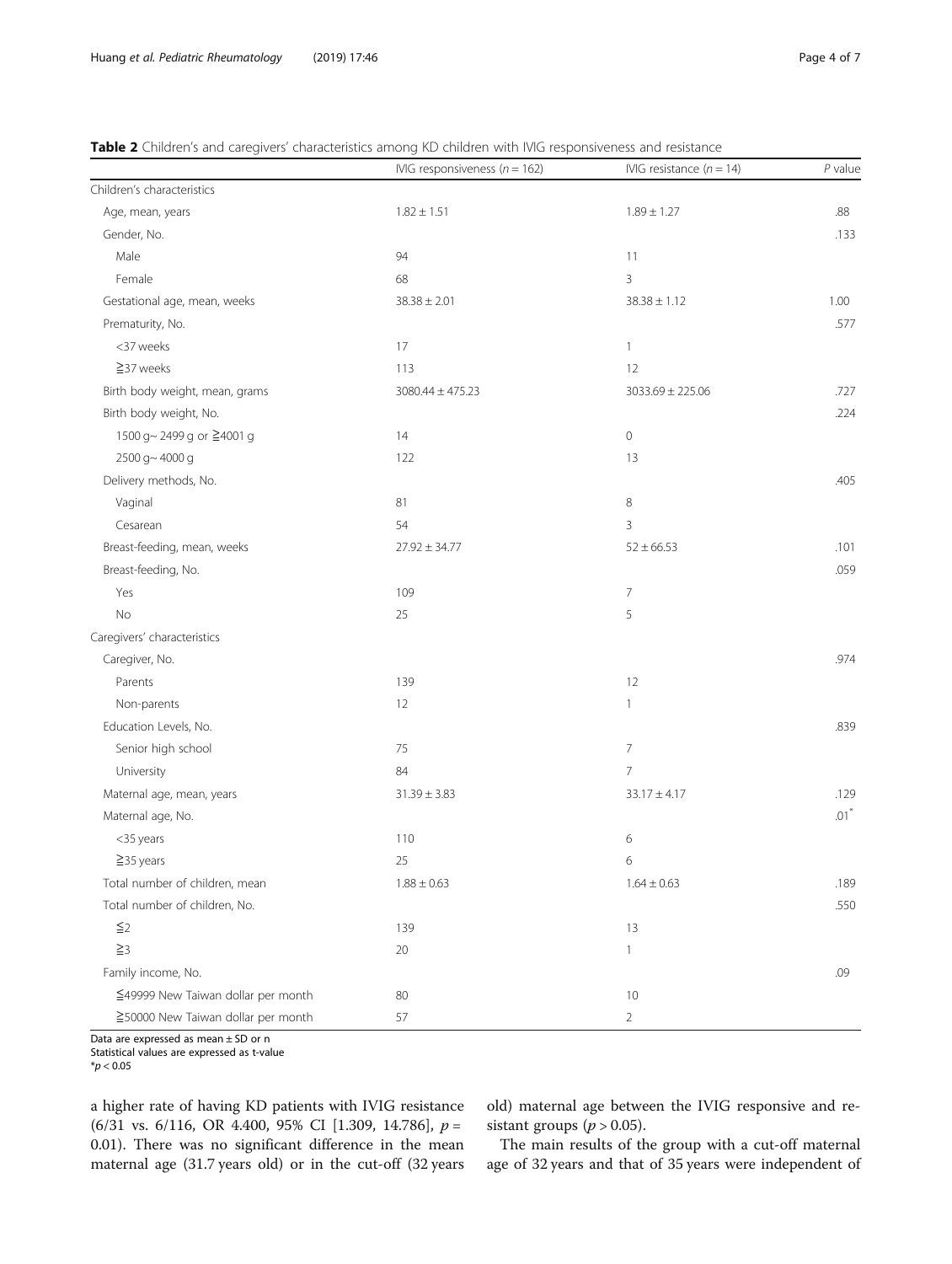**Table 2** Children's and caregivers' characteristics among KD children with IVIG responsiveness and resistance

| | IVIG responsiveness ($n = 162$) | IVIG resistance ($n = 14$) | *P* value |
|---|---|---|---|
| Children's characteristics | | | |
| Age, mean, years | 1.82 ± 1.51 | 1.89 ± 1.27 | .88 |
| Gender, No. | | | .133 |
| Male | 94 | 11 | |
| Female | 68 | 3 | |
| Gestational age, mean, weeks | 38.38 ± 2.01 | 38.38 ± 1.12 | 1.00 |
| Prematurity, No. | | | .577 |
| <37 weeks | 17 | 1 | |
| ≧37 weeks | 113 | 12 | |
| Birth body weight, mean, grams | 3080.44 ± 475.23 | 3033.69 ± 225.06 | .727 |
| Birth body weight, No. | | | .224 |
| 1500 g~ 2499 g or ≧4001 g | 14 | 0 | |
| 2500 g~ 4000 g | 122 | 13 | |
| Delivery methods, No. | | | .405 |
| Vaginal | 81 | 8 | |
| Cesarean | 54 | 3 | |
| Breast-feeding, mean, weeks | 27.92 ± 34.77 | 52 ± 66.53 | .101 |
| Breast-feeding, No. | | | .059 |
| Yes | 109 | 7 | |
| No | 25 | 5 | |
| Caregivers' characteristics | | | |
| Caregiver, No. | | | .974 |
| Parents | 139 | 12 | |
| Non-parents | 12 | 1 | |
| Education Levels, No. | | | .839 |
| Senior high school | 75 | 7 | |
| University | 84 | 7 | |
| Maternal age, mean, years | 31.39 ± 3.83 | 33.17 ± 4.17 | .129 |
| Maternal age, No. | | | .01* |
| <35 years | 110 | 6 | |
| ≧35 years | 25 | 6 | |
| Total number of children, mean | 1.88 ± 0.63 | 1.64 ± 0.63 | .189 |
| Total number of children, No. | | | .550 |
| ≦2 | 139 | 13 | |
| ≧3 | 20 | 1 | |
| Family income, No. | | | .09 |
| ≦49999 New Taiwan dollar per month | 80 | 10 | |
| ≧50000 New Taiwan dollar per month | 57 | 2 | |

Data are expressed as mean ± SD or n
Statistical values are expressed as t-value
*$p < 0.05$

a higher rate of having KD patients with IVIG resistance (6/31 vs. 6/116, OR 4.400, 95% CI [1.309, 14.786], $p = 0.01$). There was no significant difference in the mean maternal age (31.7 years old) or in the cut-off (32 years old) maternal age between the IVIG responsive and resistant groups ($p > 0.05$).

The main results of the group with a cut-off maternal age of 32 years and that of 35 years were independent of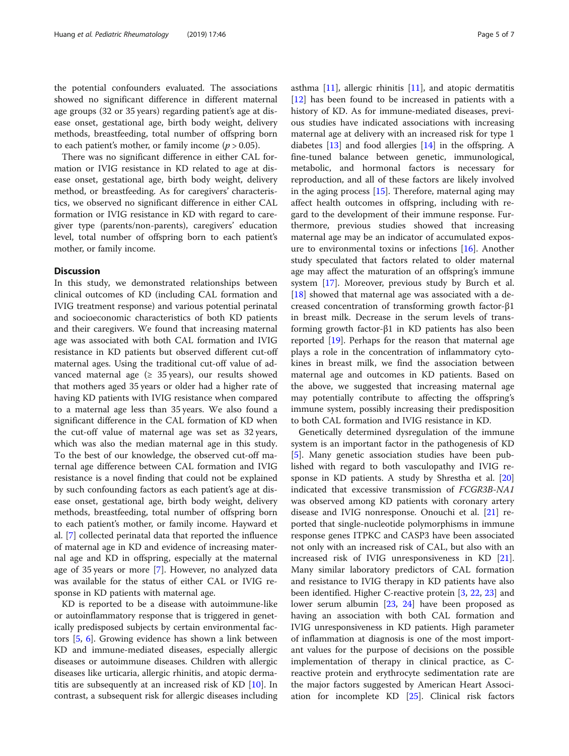the potential confounders evaluated. The associations showed no significant difference in different maternal age groups (32 or 35 years) regarding patient's age at disease onset, gestational age, birth body weight, delivery methods, breastfeeding, total number of offspring born to each patient's mother, or family income ($p > 0.05$).

There was no significant difference in either CAL formation or IVIG resistance in KD related to age at disease onset, gestational age, birth body weight, delivery method, or breastfeeding. As for caregivers' characteristics, we observed no significant difference in either CAL formation or IVIG resistance in KD with regard to caregiver type (parents/non-parents), caregivers' education level, total number of offspring born to each patient's mother, or family income.

## Discussion

In this study, we demonstrated relationships between clinical outcomes of KD (including CAL formation and IVIG treatment response) and various potential perinatal and socioeconomic characteristics of both KD patients and their caregivers. We found that increasing maternal age was associated with both CAL formation and IVIG resistance in KD patients but observed different cut-off maternal ages. Using the traditional cut-off value of advanced maternal age (≥ 35 years), our results showed that mothers aged 35 years or older had a higher rate of having KD patients with IVIG resistance when compared to a maternal age less than 35 years. We also found a significant difference in the CAL formation of KD when the cut-off value of maternal age was set as 32 years, which was also the median maternal age in this study. To the best of our knowledge, the observed cut-off maternal age difference between CAL formation and IVIG resistance is a novel finding that could not be explained by such confounding factors as each patient's age at disease onset, gestational age, birth body weight, delivery methods, breastfeeding, total number of offspring born to each patient's mother, or family income. Hayward et al. [7] collected perinatal data that reported the influence of maternal age in KD and evidence of increasing maternal age and KD in offspring, especially at the maternal age of 35 years or more [7]. However, no analyzed data was available for the status of either CAL or IVIG response in KD patients with maternal age.

KD is reported to be a disease with autoimmune-like or autoinflammatory response that is triggered in genetically predisposed subjects by certain environmental factors [5, 6]. Growing evidence has shown a link between KD and immune-mediated diseases, especially allergic diseases or autoimmune diseases. Children with allergic diseases like urticaria, allergic rhinitis, and atopic dermatitis are subsequently at an increased risk of KD [10]. In contrast, a subsequent risk for allergic diseases including asthma [11], allergic rhinitis [11], and atopic dermatitis [12] has been found to be increased in patients with a history of KD. As for immune-mediated diseases, previous studies have indicated associations with increasing maternal age at delivery with an increased risk for type 1 diabetes [13] and food allergies [14] in the offspring. A fine-tuned balance between genetic, immunological, metabolic, and hormonal factors is necessary for reproduction, and all of these factors are likely involved in the aging process [15]. Therefore, maternal aging may affect health outcomes in offspring, including with regard to the development of their immune response. Furthermore, previous studies showed that increasing maternal age may be an indicator of accumulated exposure to environmental toxins or infections [16]. Another study speculated that factors related to older maternal age may affect the maturation of an offspring's immune system [17]. Moreover, previous study by Burch et al. [18] showed that maternal age was associated with a decreased concentration of transforming growth factor-β1 in breast milk. Decrease in the serum levels of transforming growth factor-β1 in KD patients has also been reported [19]. Perhaps for the reason that maternal age plays a role in the concentration of inflammatory cytokines in breast milk, we find the association between maternal age and outcomes in KD patients. Based on the above, we suggested that increasing maternal age may potentially contribute to affecting the offspring's immune system, possibly increasing their predisposition to both CAL formation and IVIG resistance in KD.

Genetically determined dysregulation of the immune system is an important factor in the pathogenesis of KD [5]. Many genetic association studies have been published with regard to both vasculopathy and IVIG response in KD patients. A study by Shrestha et al. [20] indicated that excessive transmission of *FCGR3B-NA1* was observed among KD patients with coronary artery disease and IVIG nonresponse. Onouchi et al. [21] reported that single-nucleotide polymorphisms in immune response genes ITPKC and CASP3 have been associated not only with an increased risk of CAL, but also with an increased risk of IVIG unresponsiveness in KD [21]. Many similar laboratory predictors of CAL formation and resistance to IVIG therapy in KD patients have also been identified. Higher C-reactive protein [3, 22, 23] and lower serum albumin [23, 24] have been proposed as having an association with both CAL formation and IVIG unresponsiveness in KD patients. High parameter of inflammation at diagnosis is one of the most important values for the purpose of decisions on the possible implementation of therapy in clinical practice, as C-reactive protein and erythrocyte sedimentation rate are the major factors suggested by American Heart Association for incomplete KD [25]. Clinical risk factors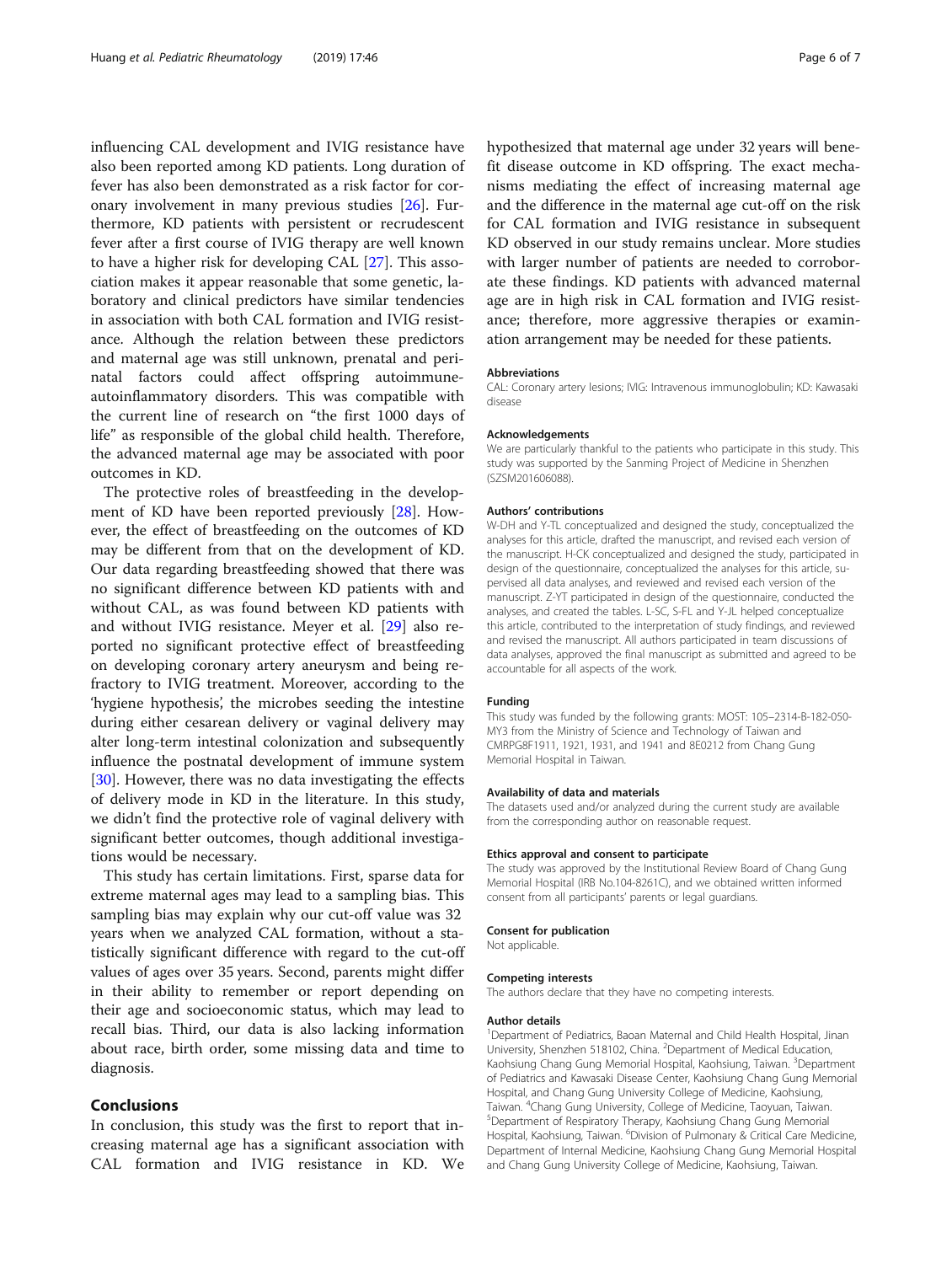influencing CAL development and IVIG resistance have also been reported among KD patients. Long duration of fever has also been demonstrated as a risk factor for coronary involvement in many previous studies [26]. Furthermore, KD patients with persistent or recrudescent fever after a first course of IVIG therapy are well known to have a higher risk for developing CAL [27]. This association makes it appear reasonable that some genetic, laboratory and clinical predictors have similar tendencies in association with both CAL formation and IVIG resistance. Although the relation between these predictors and maternal age was still unknown, prenatal and perinatal factors could affect offspring autoimmune-autoinflammatory disorders. This was compatible with the current line of research on "the first 1000 days of life" as responsible of the global child health. Therefore, the advanced maternal age may be associated with poor outcomes in KD.

The protective roles of breastfeeding in the development of KD have been reported previously [28]. However, the effect of breastfeeding on the outcomes of KD may be different from that on the development of KD. Our data regarding breastfeeding showed that there was no significant difference between KD patients with and without CAL, as was found between KD patients with and without IVIG resistance. Meyer et al. [29] also reported no significant protective effect of breastfeeding on developing coronary artery aneurysm and being refractory to IVIG treatment. Moreover, according to the 'hygiene hypothesis', the microbes seeding the intestine during either cesarean delivery or vaginal delivery may alter long-term intestinal colonization and subsequently influence the postnatal development of immune system [30]. However, there was no data investigating the effects of delivery mode in KD in the literature. In this study, we didn't find the protective role of vaginal delivery with significant better outcomes, though additional investigations would be necessary.

This study has certain limitations. First, sparse data for extreme maternal ages may lead to a sampling bias. This sampling bias may explain why our cut-off value was 32 years when we analyzed CAL formation, without a statistically significant difference with regard to the cut-off values of ages over 35 years. Second, parents might differ in their ability to remember or report depending on their age and socioeconomic status, which may lead to recall bias. Third, our data is also lacking information about race, birth order, some missing data and time to diagnosis.

## Conclusions

In conclusion, this study was the first to report that increasing maternal age has a significant association with CAL formation and IVIG resistance in KD. We hypothesized that maternal age under 32 years will benefit disease outcome in KD offspring. The exact mechanisms mediating the effect of increasing maternal age and the difference in the maternal age cut-off on the risk for CAL formation and IVIG resistance in subsequent KD observed in our study remains unclear. More studies with larger number of patients are needed to corroborate these findings. KD patients with advanced maternal age are in high risk in CAL formation and IVIG resistance; therefore, more aggressive therapies or examination arrangement may be needed for these patients.

#### Abbreviations

CAL: Coronary artery lesions; IVIG: Intravenous immunoglobulin; KD: Kawasaki disease

#### Acknowledgements

We are particularly thankful to the patients who participate in this study. This study was supported by the Sanming Project of Medicine in Shenzhen (SZSM201606088).

#### Authors' contributions

W-DH and Y-TL conceptualized and designed the study, conceptualized the analyses for this article, drafted the manuscript, and revised each version of the manuscript. H-CK conceptualized and designed the study, participated in design of the questionnaire, conceptualized the analyses for this article, supervised all data analyses, and reviewed and revised each version of the manuscript. Z-YT participated in design of the questionnaire, conducted the analyses, and created the tables. L-SC, S-FL and Y-JL helped conceptualize this article, contributed to the interpretation of study findings, and reviewed and revised the manuscript. All authors participated in team discussions of data analyses, approved the final manuscript as submitted and agreed to be accountable for all aspects of the work.

#### Funding

This study was funded by the following grants: MOST: 105–2314-B-182-050-MY3 from the Ministry of Science and Technology of Taiwan and CMRPG8F1911, 1921, 1931, and 1941 and 8E0212 from Chang Gung Memorial Hospital in Taiwan.

#### Availability of data and materials

The datasets used and/or analyzed during the current study are available from the corresponding author on reasonable request.

#### Ethics approval and consent to participate

The study was approved by the Institutional Review Board of Chang Gung Memorial Hospital (IRB No.104-8261C), and we obtained written informed consent from all participants' parents or legal guardians.

#### Consent for publication

Not applicable.

#### Competing interests

The authors declare that they have no competing interests.

#### Author details

[1]Department of Pediatrics, Baoan Maternal and Child Health Hospital, Jinan University, Shenzhen 518102, China. [2]Department of Medical Education, Kaohsiung Chang Gung Memorial Hospital, Kaohsiung, Taiwan. [3]Department of Pediatrics and Kawasaki Disease Center, Kaohsiung Chang Gung Memorial Hospital, and Chang Gung University College of Medicine, Kaohsiung, Taiwan. [4]Chang Gung University, College of Medicine, Taoyuan, Taiwan. [5]Department of Respiratory Therapy, Kaohsiung Chang Gung Memorial Hospital, Kaohsiung, Taiwan. [6]Division of Pulmonary & Critical Care Medicine, Department of Internal Medicine, Kaohsiung Chang Gung Memorial Hospital and Chang Gung University College of Medicine, Kaohsiung, Taiwan.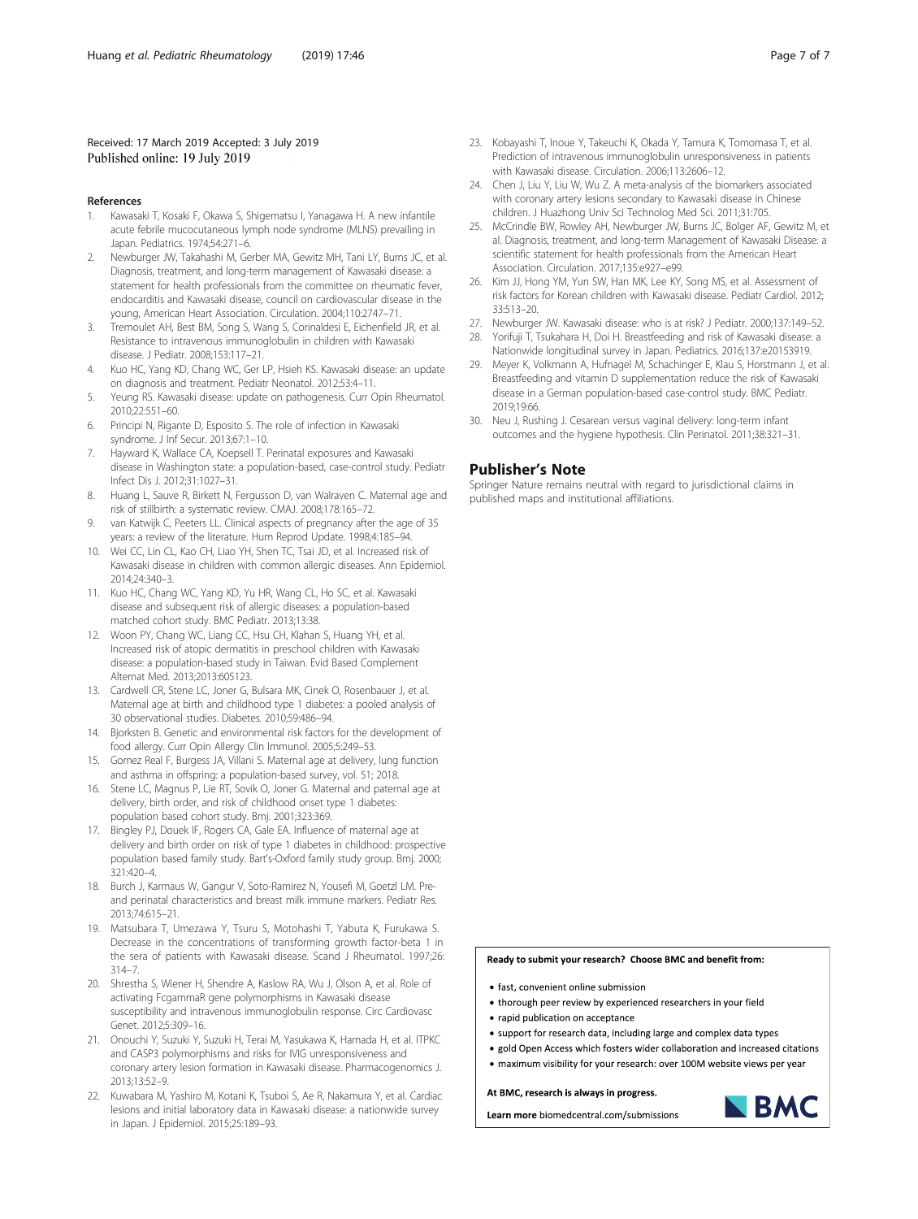Received: 17 March 2019 Accepted: 3 July 2019
Published online: 19 July 2019

## References

1. Kawasaki T, Kosaki F, Okawa S, Shigematsu I, Yanagawa H. A new infantile acute febrile mucocutaneous lymph node syndrome (MLNS) prevailing in Japan. Pediatrics. 1974;54:271–6.
2. Newburger JW, Takahashi M, Gerber MA, Gewitz MH, Tani LY, Burns JC, et al. Diagnosis, treatment, and long-term management of Kawasaki disease: a statement for health professionals from the committee on rheumatic fever, endocarditis and Kawasaki disease, council on cardiovascular disease in the young, American Heart Association. Circulation. 2004;110:2747–71.
3. Tremoulet AH, Best BM, Song S, Wang S, Corinaldesi E, Eichenfield JR, et al. Resistance to intravenous immunoglobulin in children with Kawasaki disease. J Pediatr. 2008;153:117–21.
4. Kuo HC, Yang KD, Chang WC, Ger LP, Hsieh KS. Kawasaki disease: an update on diagnosis and treatment. Pediatr Neonatol. 2012;53:4–11.
5. Yeung RS. Kawasaki disease: update on pathogenesis. Curr Opin Rheumatol. 2010;22:551–60.
6. Principi N, Rigante D, Esposito S. The role of infection in Kawasaki syndrome. J Inf Secur. 2013;67:1–10.
7. Hayward K, Wallace CA, Koepsell T. Perinatal exposures and Kawasaki disease in Washington state: a population-based, case-control study. Pediatr Infect Dis J. 2012;31:1027–31.
8. Huang L, Sauve R, Birkett N, Fergusson D, van Walraven C. Maternal age and risk of stillbirth: a systematic review. CMAJ. 2008;178:165–72.
9. van Katwijk C, Peeters LL. Clinical aspects of pregnancy after the age of 35 years: a review of the literature. Hum Reprod Update. 1998;4:185–94.
10. Wei CC, Lin CL, Kao CH, Liao YH, Shen TC, Tsai JD, et al. Increased risk of Kawasaki disease in children with common allergic diseases. Ann Epidemiol. 2014;24:340–3.
11. Kuo HC, Chang WC, Yang KD, Yu HR, Wang CL, Ho SC, et al. Kawasaki disease and subsequent risk of allergic diseases: a population-based matched cohort study. BMC Pediatr. 2013;13:38.
12. Woon PY, Chang WC, Liang CC, Hsu CH, Klahan S, Huang YH, et al. Increased risk of atopic dermatitis in preschool children with Kawasaki disease: a population-based study in Taiwan. Evid Based Complement Alternat Med. 2013;2013:605123.
13. Cardwell CR, Stene LC, Joner G, Bulsara MK, Cinek O, Rosenbauer J, et al. Maternal age at birth and childhood type 1 diabetes: a pooled analysis of 30 observational studies. Diabetes. 2010;59:486–94.
14. Bjorksten B. Genetic and environmental risk factors for the development of food allergy. Curr Opin Allergy Clin Immunol. 2005;5:249–53.
15. Gomez Real F, Burgess JA, Villani S. Maternal age at delivery, lung function and asthma in offspring: a population-based survey, vol. 51; 2018.
16. Stene LC, Magnus P, Lie RT, Sovik O, Joner G. Maternal and paternal age at delivery, birth order, and risk of childhood onset type 1 diabetes: population based cohort study. Bmj. 2001;323:369.
17. Bingley PJ, Douek IF, Rogers CA, Gale EA. Influence of maternal age at delivery and birth order on risk of type 1 diabetes in childhood: prospective population based family study. Bart's-Oxford family study group. Bmj. 2000; 321:420–4.
18. Burch J, Karmaus W, Gangur V, Soto-Ramirez N, Yousefi M, Goetzl LM. Pre- and perinatal characteristics and breast milk immune markers. Pediatr Res. 2013;74:615–21.
19. Matsubara T, Umezawa Y, Tsuru S, Motohashi T, Yabuta K, Furukawa S. Decrease in the concentrations of transforming growth factor-beta 1 in the sera of patients with Kawasaki disease. Scand J Rheumatol. 1997;26: 314–7.
20. Shrestha S, Wiener H, Shendre A, Kaslow RA, Wu J, Olson A, et al. Role of activating FcgammaR gene polymorphisms in Kawasaki disease susceptibility and intravenous immunoglobulin response. Circ Cardiovasc Genet. 2012;5:309–16.
21. Onouchi Y, Suzuki Y, Suzuki H, Terai M, Yasukawa K, Hamada H, et al. ITPKC and CASP3 polymorphisms and risks for IVIG unresponsiveness and coronary artery lesion formation in Kawasaki disease. Pharmacogenomics J. 2013;13:52–9.
22. Kuwabara M, Yashiro M, Kotani K, Tsuboi S, Ae R, Nakamura Y, et al. Cardiac lesions and initial laboratory data in Kawasaki disease: a nationwide survey in Japan. J Epidemiol. 2015;25:189–93.
23. Kobayashi T, Inoue Y, Takeuchi K, Okada Y, Tamura K, Tomomasa T, et al. Prediction of intravenous immunoglobulin unresponsiveness in patients with Kawasaki disease. Circulation. 2006;113:2606–12.
24. Chen J, Liu Y, Liu W, Wu Z. A meta-analysis of the biomarkers associated with coronary artery lesions secondary to Kawasaki disease in Chinese children. J Huazhong Univ Sci Technolog Med Sci. 2011;31:705.
25. McCrindle BW, Rowley AH, Newburger JW, Burns JC, Bolger AF, Gewitz M, et al. Diagnosis, treatment, and long-term Management of Kawasaki Disease: a scientific statement for health professionals from the American Heart Association. Circulation. 2017;135:e927–e99.
26. Kim JJ, Hong YM, Yun SW, Han MK, Lee KY, Song MS, et al. Assessment of risk factors for Korean children with Kawasaki disease. Pediatr Cardiol. 2012; 33:513–20.
27. Newburger JW. Kawasaki disease: who is at risk? J Pediatr. 2000;137:149–52.
28. Yorifuji T, Tsukahara H, Doi H. Breastfeeding and risk of Kawasaki disease: a Nationwide longitudinal survey in Japan. Pediatrics. 2016;137:e20153919.
29. Meyer K, Volkmann A, Hufnagel M, Schachinger E, Klau S, Horstmann J, et al. Breastfeeding and vitamin D supplementation reduce the risk of Kawasaki disease in a German population-based case-control study. BMC Pediatr. 2019;19:66.
30. Neu J, Rushing J. Cesarean versus vaginal delivery: long-term infant outcomes and the hygiene hypothesis. Clin Perinatol. 2011;38:321–31.

## Publisher's Note

Springer Nature remains neutral with regard to jurisdictional claims in published maps and institutional affiliations.

**Ready to submit your research? Choose BMC and benefit from:**

- fast, convenient online submission
- thorough peer review by experienced researchers in your field
- rapid publication on acceptance
- support for research data, including large and complex data types
- gold Open Access which fosters wider collaboration and increased citations
- maximum visibility for your research: over 100M website views per year

**At BMC, research is always in progress.**

**Learn more** biomedcentral.com/submissions